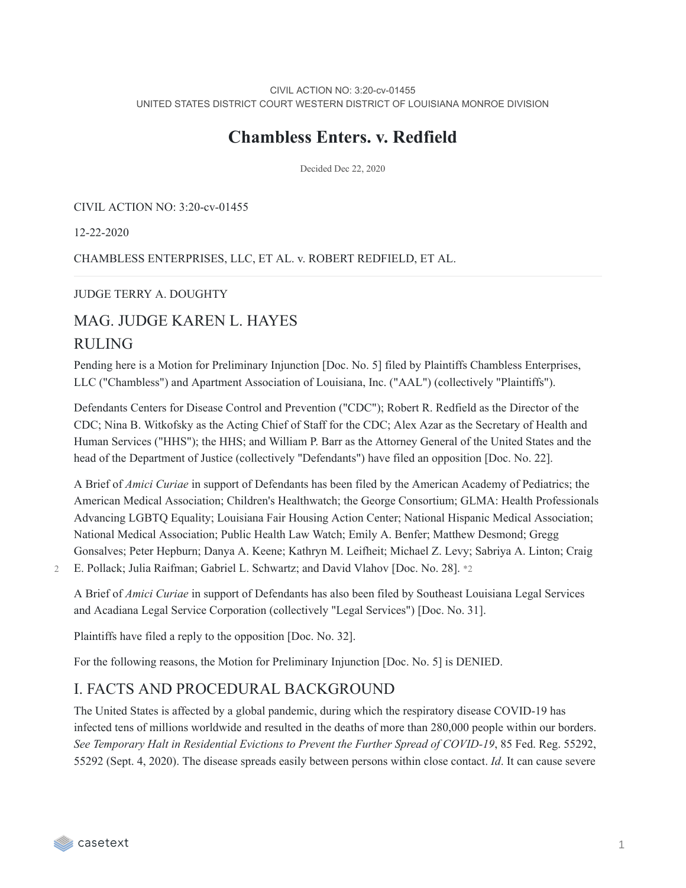CIVIL ACTION NO: 3:20-cv-01455
UNITED STATES DISTRICT COURT WESTERN DISTRICT OF LOUISIANA MONROE DIVISION

# Chambless Enters. v. Redfield

Decided Dec 22, 2020

CIVIL ACTION NO: 3:20-cv-01455

12-22-2020

CHAMBLESS ENTERPRISES, LLC, ET AL. v. ROBERT REDFIELD, ET AL.

---

JUDGE TERRY A. DOUGHTY

## MAG. JUDGE KAREN L. HAYES

## RULING

Pending here is a Motion for Preliminary Injunction [Doc. No. 5] filed by Plaintiffs Chambless Enterprises, LLC ("Chambless") and Apartment Association of Louisiana, Inc. ("AAL") (collectively "Plaintiffs").

Defendants Centers for Disease Control and Prevention ("CDC"); Robert R. Redfield as the Director of the CDC; Nina B. Witkofsky as the Acting Chief of Staff for the CDC; Alex Azar as the Secretary of Health and Human Services ("HHS"); the HHS; and William P. Barr as the Attorney General of the United States and the head of the Department of Justice (collectively "Defendants") have filed an opposition [Doc. No. 22].

A Brief of *Amici Curiae* in support of Defendants has been filed by the American Academy of Pediatrics; the American Medical Association; Children's Healthwatch; the George Consortium; GLMA: Health Professionals Advancing LGBTQ Equality; Louisiana Fair Housing Action Center; National Hispanic Medical Association; National Medical Association; Public Health Law Watch; Emily A. Benfer; Matthew Desmond; Gregg Gonsalves; Peter Hepburn; Danya A. Keene; Kathryn M. Leifheit; Michael Z. Levy; Sabriya A. Linton; Craig E. Pollack; Julia Raifman; Gabriel L. Schwartz; and David Vlahov [Doc. No. 28]. *2

A Brief of *Amici Curiae* in support of Defendants has also been filed by Southeast Louisiana Legal Services and Acadiana Legal Service Corporation (collectively "Legal Services") [Doc. No. 31].

Plaintiffs have filed a reply to the opposition [Doc. No. 32].

For the following reasons, the Motion for Preliminary Injunction [Doc. No. 5] is DENIED.

## I. FACTS AND PROCEDURAL BACKGROUND

The United States is affected by a global pandemic, during which the respiratory disease COVID-19 has infected tens of millions worldwide and resulted in the deaths of more than 280,000 people within our borders. *See Temporary Halt in Residential Evictions to Prevent the Further Spread of COVID-19*, 85 Fed. Reg. 55292, 55292 (Sept. 4, 2020). The disease spreads easily between persons within close contact. *Id*. It can cause severe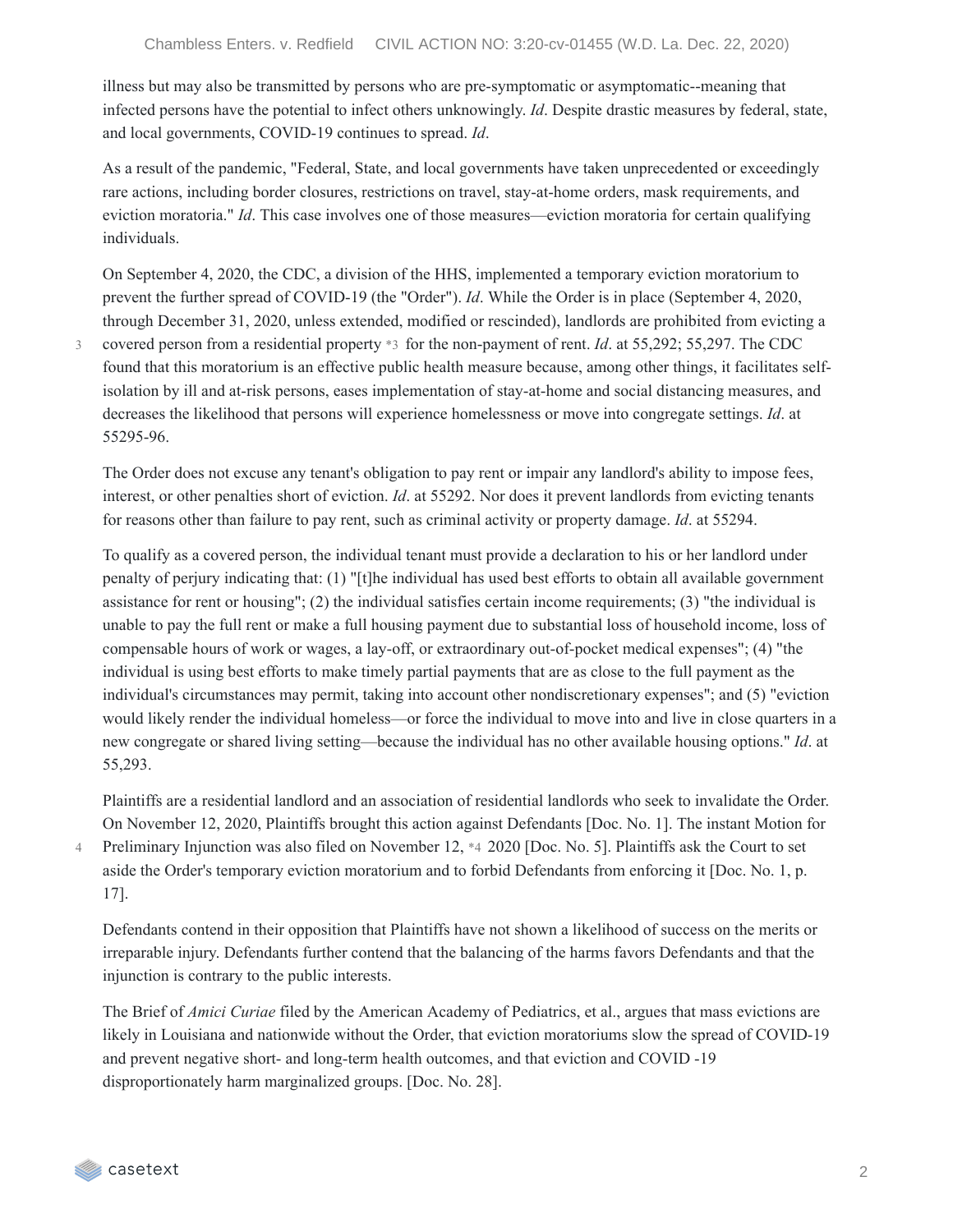illness but may also be transmitted by persons who are pre-symptomatic or asymptomatic--meaning that infected persons have the potential to infect others unknowingly. *Id*. Despite drastic measures by federal, state, and local governments, COVID-19 continues to spread. *Id*.

As a result of the pandemic, "Federal, State, and local governments have taken unprecedented or exceedingly rare actions, including border closures, restrictions on travel, stay-at-home orders, mask requirements, and eviction moratoria." *Id*. This case involves one of those measures—eviction moratoria for certain qualifying individuals.

On September 4, 2020, the CDC, a division of the HHS, implemented a temporary eviction moratorium to prevent the further spread of COVID-19 (the "Order"). *Id*. While the Order is in place (September 4, 2020, through December 31, 2020, unless extended, modified or rescinded), landlords are prohibited from evicting a covered person from a residential property *3 for the non-payment of rent. *Id*. at 55,292; 55,297. The CDC found that this moratorium is an effective public health measure because, among other things, it facilitates self-isolation by ill and at-risk persons, eases implementation of stay-at-home and social distancing measures, and decreases the likelihood that persons will experience homelessness or move into congregate settings. *Id*. at 55295-96.

The Order does not excuse any tenant's obligation to pay rent or impair any landlord's ability to impose fees, interest, or other penalties short of eviction. *Id*. at 55292. Nor does it prevent landlords from evicting tenants for reasons other than failure to pay rent, such as criminal activity or property damage. *Id*. at 55294.

To qualify as a covered person, the individual tenant must provide a declaration to his or her landlord under penalty of perjury indicating that: (1) "[t]he individual has used best efforts to obtain all available government assistance for rent or housing"; (2) the individual satisfies certain income requirements; (3) "the individual is unable to pay the full rent or make a full housing payment due to substantial loss of household income, loss of compensable hours of work or wages, a lay-off, or extraordinary out-of-pocket medical expenses"; (4) "the individual is using best efforts to make timely partial payments that are as close to the full payment as the individual's circumstances may permit, taking into account other nondiscretionary expenses"; and (5) "eviction would likely render the individual homeless—or force the individual to move into and live in close quarters in a new congregate or shared living setting—because the individual has no other available housing options." *Id*. at 55,293.

Plaintiffs are a residential landlord and an association of residential landlords who seek to invalidate the Order. On November 12, 2020, Plaintiffs brought this action against Defendants [Doc. No. 1]. The instant Motion for Preliminary Injunction was also filed on November 12, *4 2020 [Doc. No. 5]. Plaintiffs ask the Court to set aside the Order's temporary eviction moratorium and to forbid Defendants from enforcing it [Doc. No. 1, p. 17].

Defendants contend in their opposition that Plaintiffs have not shown a likelihood of success on the merits or irreparable injury. Defendants further contend that the balancing of the harms favors Defendants and that the injunction is contrary to the public interests.

The Brief of *Amici Curiae* filed by the American Academy of Pediatrics, et al., argues that mass evictions are likely in Louisiana and nationwide without the Order, that eviction moratoriums slow the spread of COVID-19 and prevent negative short- and long-term health outcomes, and that eviction and COVID -19 disproportionately harm marginalized groups. [Doc. No. 28].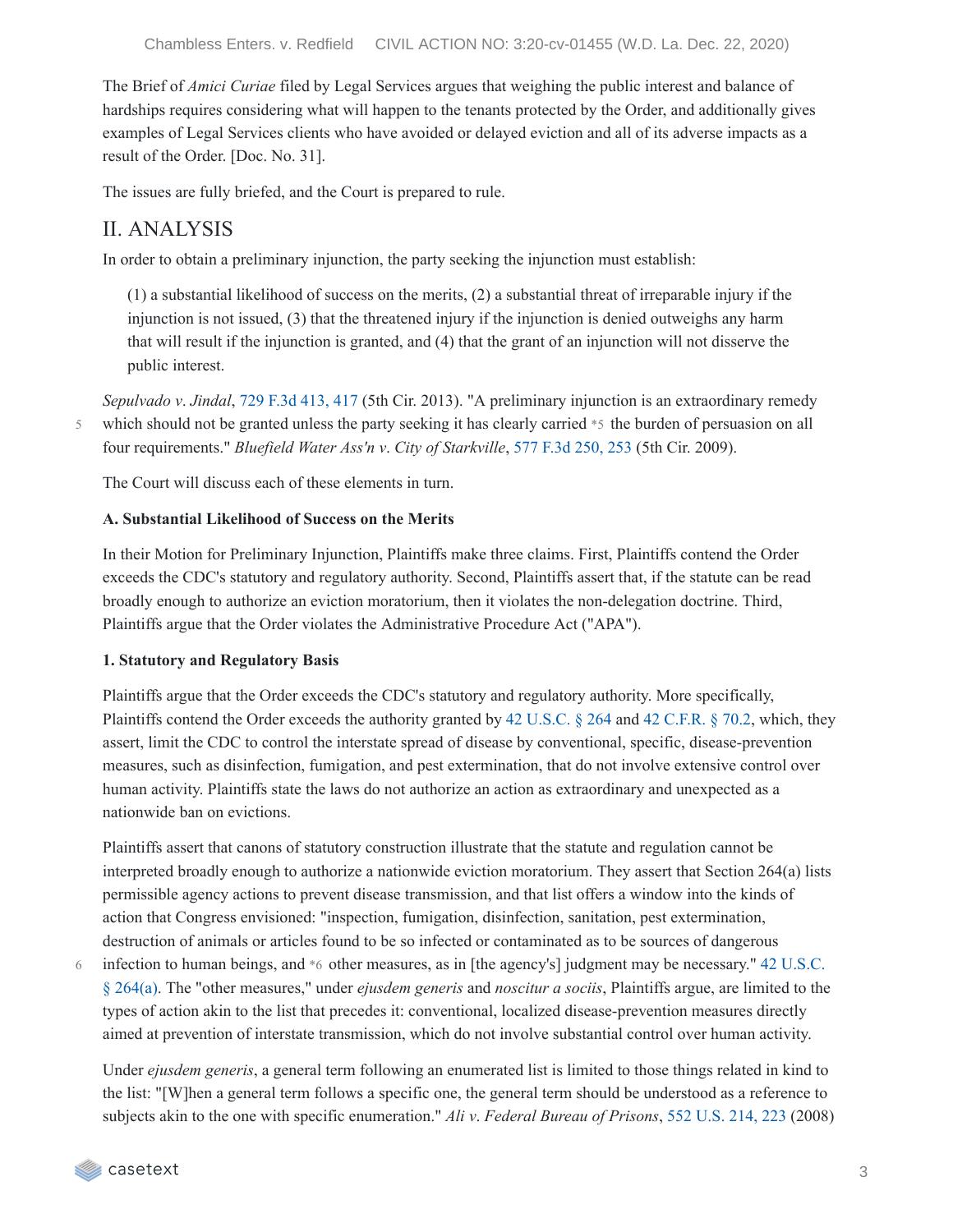The Brief of *Amici Curiae* filed by Legal Services argues that weighing the public interest and balance of hardships requires considering what will happen to the tenants protected by the Order, and additionally gives examples of Legal Services clients who have avoided or delayed eviction and all of its adverse impacts as a result of the Order. [Doc. No. 31].

The issues are fully briefed, and the Court is prepared to rule.

## II. ANALYSIS

In order to obtain a preliminary injunction, the party seeking the injunction must establish:

> (1) a substantial likelihood of success on the merits, (2) a substantial threat of irreparable injury if the injunction is not issued, (3) that the threatened injury if the injunction is denied outweighs any harm that will result if the injunction is granted, and (4) that the grant of an injunction will not disserve the public interest.

*Sepulvado v. Jindal*, 729 F.3d 413, 417 (5th Cir. 2013). "A preliminary injunction is an extraordinary remedy which should not be granted unless the party seeking it has clearly carried *5 the burden of persuasion on all four requirements." *Bluefield Water Ass'n v. City of Starkville*, 577 F.3d 250, 253 (5th Cir. 2009).

The Court will discuss each of these elements in turn.

**A. Substantial Likelihood of Success on the Merits**

In their Motion for Preliminary Injunction, Plaintiffs make three claims. First, Plaintiffs contend the Order exceeds the CDC's statutory and regulatory authority. Second, Plaintiffs assert that, if the statute can be read broadly enough to authorize an eviction moratorium, then it violates the non-delegation doctrine. Third, Plaintiffs argue that the Order violates the Administrative Procedure Act ("APA").

**1. Statutory and Regulatory Basis**

Plaintiffs argue that the Order exceeds the CDC's statutory and regulatory authority. More specifically, Plaintiffs contend the Order exceeds the authority granted by 42 U.S.C. § 264 and 42 C.F.R. § 70.2, which, they assert, limit the CDC to control the interstate spread of disease by conventional, specific, disease-prevention measures, such as disinfection, fumigation, and pest extermination, that do not involve extensive control over human activity. Plaintiffs state the laws do not authorize an action as extraordinary and unexpected as a nationwide ban on evictions.

Plaintiffs assert that canons of statutory construction illustrate that the statute and regulation cannot be interpreted broadly enough to authorize a nationwide eviction moratorium. They assert that Section 264(a) lists permissible agency actions to prevent disease transmission, and that list offers a window into the kinds of action that Congress envisioned: "inspection, fumigation, disinfection, sanitation, pest extermination, destruction of animals or articles found to be so infected or contaminated as to be sources of dangerous infection to human beings, and *6 other measures, as in [the agency's] judgment may be necessary." 42 U.S.C. § 264(a). The "other measures," under *ejusdem generis* and *noscitur a sociis*, Plaintiffs argue, are limited to the types of action akin to the list that precedes it: conventional, localized disease-prevention measures directly aimed at prevention of interstate transmission, which do not involve substantial control over human activity.

Under *ejusdem generis*, a general term following an enumerated list is limited to those things related in kind to the list: "[W]hen a general term follows a specific one, the general term should be understood as a reference to subjects akin to the one with specific enumeration." *Ali v. Federal Bureau of Prisons*, 552 U.S. 214, 223 (2008)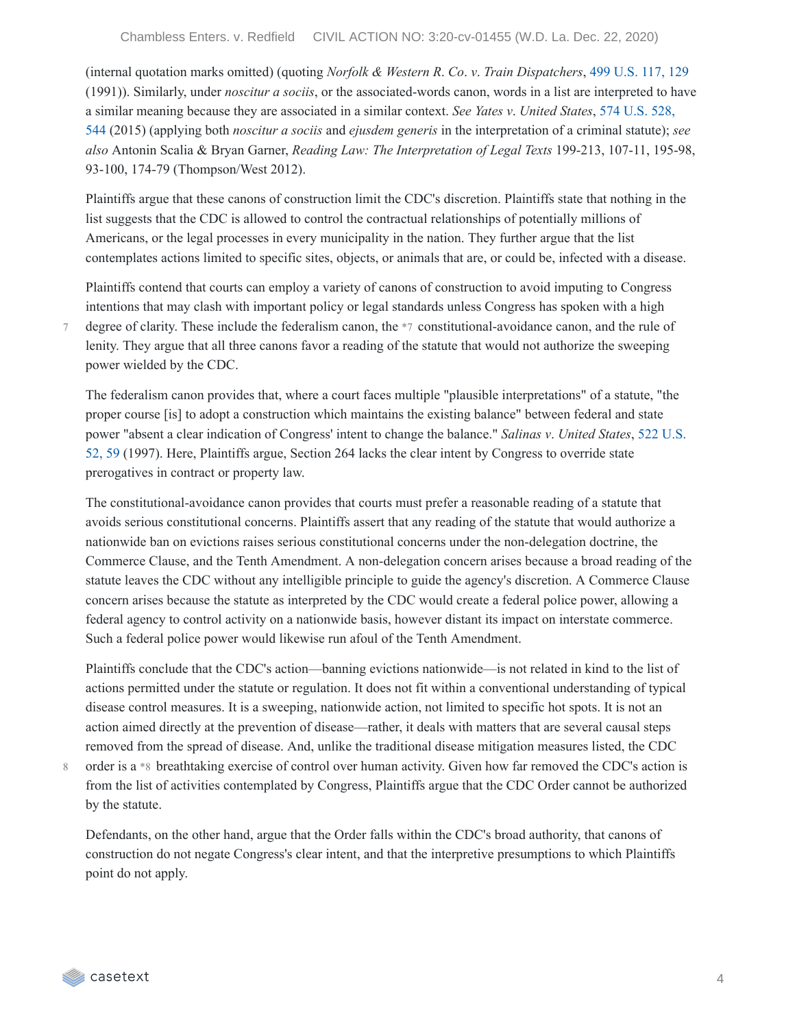(internal quotation marks omitted) (quoting *Norfolk & Western R. Co. v. Train Dispatchers*, 499 U.S. 117, 129 (1991)). Similarly, under *noscitur a sociis*, or the associated-words canon, words in a list are interpreted to have a similar meaning because they are associated in a similar context. *See Yates v. United States*, 574 U.S. 528, 544 (2015) (applying both *noscitur a sociis* and *ejusdem generis* in the interpretation of a criminal statute); *see also* Antonin Scalia & Bryan Garner, *Reading Law: The Interpretation of Legal Texts* 199-213, 107-11, 195-98, 93-100, 174-79 (Thompson/West 2012).

Plaintiffs argue that these canons of construction limit the CDC's discretion. Plaintiffs state that nothing in the list suggests that the CDC is allowed to control the contractual relationships of potentially millions of Americans, or the legal processes in every municipality in the nation. They further argue that the list contemplates actions limited to specific sites, objects, or animals that are, or could be, infected with a disease.

Plaintiffs contend that courts can employ a variety of canons of construction to avoid imputing to Congress intentions that may clash with important policy or legal standards unless Congress has spoken with a high degree of clarity. These include the federalism canon, the *7 constitutional-avoidance canon, and the rule of lenity. They argue that all three canons favor a reading of the statute that would not authorize the sweeping power wielded by the CDC.

The federalism canon provides that, where a court faces multiple "plausible interpretations" of a statute, "the proper course [is] to adopt a construction which maintains the existing balance" between federal and state power "absent a clear indication of Congress' intent to change the balance." *Salinas v. United States*, 522 U.S. 52, 59 (1997). Here, Plaintiffs argue, Section 264 lacks the clear intent by Congress to override state prerogatives in contract or property law.

The constitutional-avoidance canon provides that courts must prefer a reasonable reading of a statute that avoids serious constitutional concerns. Plaintiffs assert that any reading of the statute that would authorize a nationwide ban on evictions raises serious constitutional concerns under the non-delegation doctrine, the Commerce Clause, and the Tenth Amendment. A non-delegation concern arises because a broad reading of the statute leaves the CDC without any intelligible principle to guide the agency's discretion. A Commerce Clause concern arises because the statute as interpreted by the CDC would create a federal police power, allowing a federal agency to control activity on a nationwide basis, however distant its impact on interstate commerce. Such a federal police power would likewise run afoul of the Tenth Amendment.

Plaintiffs conclude that the CDC's action—banning evictions nationwide—is not related in kind to the list of actions permitted under the statute or regulation. It does not fit within a conventional understanding of typical disease control measures. It is a sweeping, nationwide action, not limited to specific hot spots. It is not an action aimed directly at the prevention of disease—rather, it deals with matters that are several causal steps removed from the spread of disease. And, unlike the traditional disease mitigation measures listed, the CDC order is a *8 breathtaking exercise of control over human activity. Given how far removed the CDC's action is from the list of activities contemplated by Congress, Plaintiffs argue that the CDC Order cannot be authorized by the statute.

Defendants, on the other hand, argue that the Order falls within the CDC's broad authority, that canons of construction do not negate Congress's clear intent, and that the interpretive presumptions to which Plaintiffs point do not apply.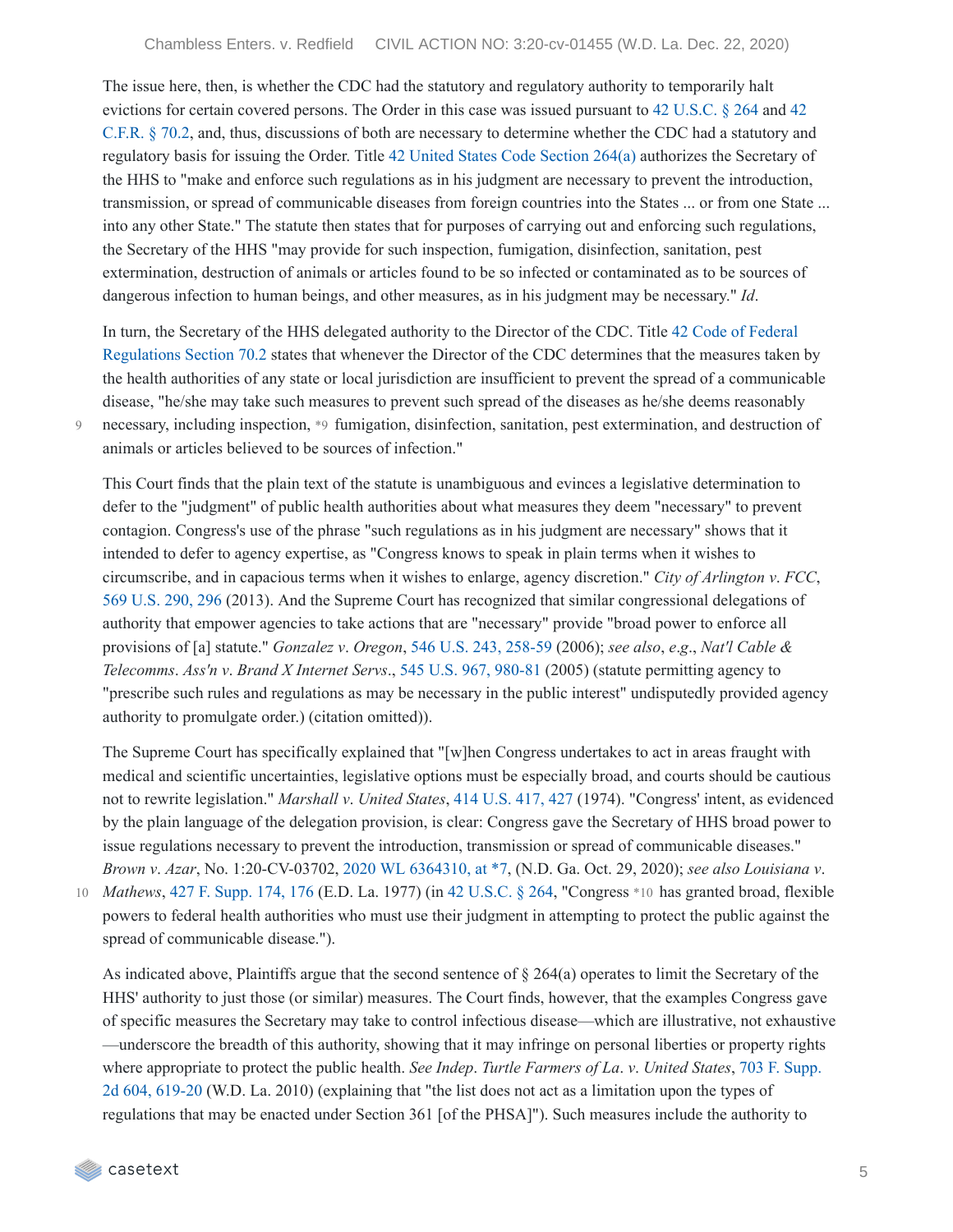The issue here, then, is whether the CDC had the statutory and regulatory authority to temporarily halt evictions for certain covered persons. The Order in this case was issued pursuant to 42 U.S.C. § 264 and 42 C.F.R. § 70.2, and, thus, discussions of both are necessary to determine whether the CDC had a statutory and regulatory basis for issuing the Order. Title 42 United States Code Section 264(a) authorizes the Secretary of the HHS to "make and enforce such regulations as in his judgment are necessary to prevent the introduction, transmission, or spread of communicable diseases from foreign countries into the States ... or from one State ... into any other State." The statute then states that for purposes of carrying out and enforcing such regulations, the Secretary of the HHS "may provide for such inspection, fumigation, disinfection, sanitation, pest extermination, destruction of animals or articles found to be so infected or contaminated as to be sources of dangerous infection to human beings, and other measures, as in his judgment may be necessary." *Id*.

In turn, the Secretary of the HHS delegated authority to the Director of the CDC. Title 42 Code of Federal Regulations Section 70.2 states that whenever the Director of the CDC determines that the measures taken by the health authorities of any state or local jurisdiction are insufficient to prevent the spread of a communicable disease, "he/she may take such measures to prevent such spread of the diseases as he/she deems reasonably necessary, including inspection, *9 fumigation, disinfection, sanitation, pest extermination, and destruction of animals or articles believed to be sources of infection."

This Court finds that the plain text of the statute is unambiguous and evinces a legislative determination to defer to the "judgment" of public health authorities about what measures they deem "necessary" to prevent contagion. Congress's use of the phrase "such regulations as in his judgment are necessary" shows that it intended to defer to agency expertise, as "Congress knows to speak in plain terms when it wishes to circumscribe, and in capacious terms when it wishes to enlarge, agency discretion." *City of Arlington v. FCC*, 569 U.S. 290, 296 (2013). And the Supreme Court has recognized that similar congressional delegations of authority that empower agencies to take actions that are "necessary" provide "broad power to enforce all provisions of [a] statute." *Gonzalez v. Oregon*, 546 U.S. 243, 258-59 (2006); *see also*, *e.g.*, *Nat'l Cable & Telecomms. Ass'n v. Brand X Internet Servs.*, 545 U.S. 967, 980-81 (2005) (statute permitting agency to "prescribe such rules and regulations as may be necessary in the public interest" undisputedly provided agency authority to promulgate order.) (citation omitted)).

The Supreme Court has specifically explained that "[w]hen Congress undertakes to act in areas fraught with medical and scientific uncertainties, legislative options must be especially broad, and courts should be cautious not to rewrite legislation." *Marshall v. United States*, 414 U.S. 417, 427 (1974). "Congress' intent, as evidenced by the plain language of the delegation provision, is clear: Congress gave the Secretary of HHS broad power to issue regulations necessary to prevent the introduction, transmission or spread of communicable diseases." *Brown v. Azar*, No. 1:20-CV-03702, 2020 WL 6364310, at *7, (N.D. Ga. Oct. 29, 2020); *see also Louisiana v. Mathews*, 427 F. Supp. 174, 176 (E.D. La. 1977) (in 42 U.S.C. § 264, "Congress *10 has granted broad, flexible powers to federal health authorities who must use their judgment in attempting to protect the public against the spread of communicable disease.").

As indicated above, Plaintiffs argue that the second sentence of § 264(a) operates to limit the Secretary of the HHS' authority to just those (or similar) measures. The Court finds, however, that the examples Congress gave of specific measures the Secretary may take to control infectious disease—which are illustrative, not exhaustive—underscore the breadth of this authority, showing that it may infringe on personal liberties or property rights where appropriate to protect the public health. *See Indep. Turtle Farmers of La. v. United States*, 703 F. Supp. 2d 604, 619-20 (W.D. La. 2010) (explaining that "the list does not act as a limitation upon the types of regulations that may be enacted under Section 361 [of the PHSA]"). Such measures include the authority to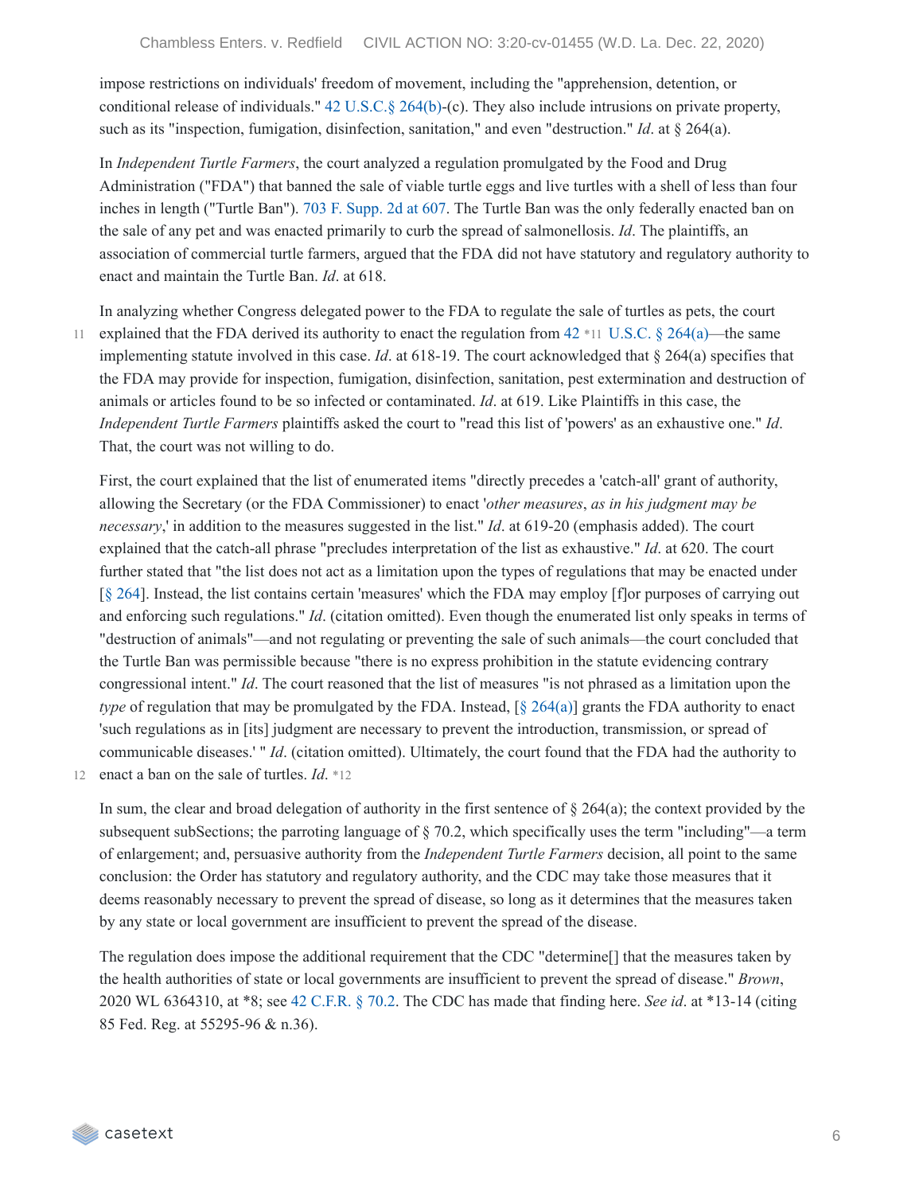impose restrictions on individuals' freedom of movement, including the "apprehension, detention, or conditional release of individuals." 42 U.S.C.§ 264(b)-(c). They also include intrusions on private property, such as its "inspection, fumigation, disinfection, sanitation," and even "destruction." *Id*. at § 264(a).

In *Independent Turtle Farmers*, the court analyzed a regulation promulgated by the Food and Drug Administration ("FDA") that banned the sale of viable turtle eggs and live turtles with a shell of less than four inches in length ("Turtle Ban"). 703 F. Supp. 2d at 607. The Turtle Ban was the only federally enacted ban on the sale of any pet and was enacted primarily to curb the spread of salmonellosis. *Id*. The plaintiffs, an association of commercial turtle farmers, argued that the FDA did not have statutory and regulatory authority to enact and maintain the Turtle Ban. *Id*. at 618.

In analyzing whether Congress delegated power to the FDA to regulate the sale of turtles as pets, the court explained that the FDA derived its authority to enact the regulation from 42 *11 U.S.C. § 264(a)—the same implementing statute involved in this case. *Id*. at 618-19. The court acknowledged that § 264(a) specifies that the FDA may provide for inspection, fumigation, disinfection, sanitation, pest extermination and destruction of animals or articles found to be so infected or contaminated. *Id*. at 619. Like Plaintiffs in this case, the *Independent Turtle Farmers* plaintiffs asked the court to "read this list of 'powers' as an exhaustive one." *Id*. That, the court was not willing to do.

First, the court explained that the list of enumerated items "directly precedes a 'catch-all' grant of authority, allowing the Secretary (or the FDA Commissioner) to enact '*other measures*, *as in his judgment may be necessary*,' in addition to the measures suggested in the list." *Id*. at 619-20 (emphasis added). The court explained that the catch-all phrase "precludes interpretation of the list as exhaustive." *Id*. at 620. The court further stated that "the list does not act as a limitation upon the types of regulations that may be enacted under [§ 264]. Instead, the list contains certain 'measures' which the FDA may employ [f]or purposes of carrying out and enforcing such regulations." *Id*. (citation omitted). Even though the enumerated list only speaks in terms of "destruction of animals"—and not regulating or preventing the sale of such animals—the court concluded that the Turtle Ban was permissible because "there is no express prohibition in the statute evidencing contrary congressional intent." *Id*. The court reasoned that the list of measures "is not phrased as a limitation upon the *type* of regulation that may be promulgated by the FDA. Instead, [§ 264(a)] grants the FDA authority to enact 'such regulations as in [its] judgment are necessary to prevent the introduction, transmission, or spread of communicable diseases.' " *Id*. (citation omitted). Ultimately, the court found that the FDA had the authority to enact a ban on the sale of turtles. *Id*. *12

In sum, the clear and broad delegation of authority in the first sentence of § 264(a); the context provided by the subsequent subSections; the parroting language of § 70.2, which specifically uses the term "including"—a term of enlargement; and, persuasive authority from the *Independent Turtle Farmers* decision, all point to the same conclusion: the Order has statutory and regulatory authority, and the CDC may take those measures that it deems reasonably necessary to prevent the spread of disease, so long as it determines that the measures taken by any state or local government are insufficient to prevent the spread of the disease.

The regulation does impose the additional requirement that the CDC "determine[] that the measures taken by the health authorities of state or local governments are insufficient to prevent the spread of disease." *Brown*, 2020 WL 6364310, at *8; see 42 C.F.R. § 70.2. The CDC has made that finding here. *See id*. at *13-14 (citing 85 Fed. Reg. at 55295-96 & n.36).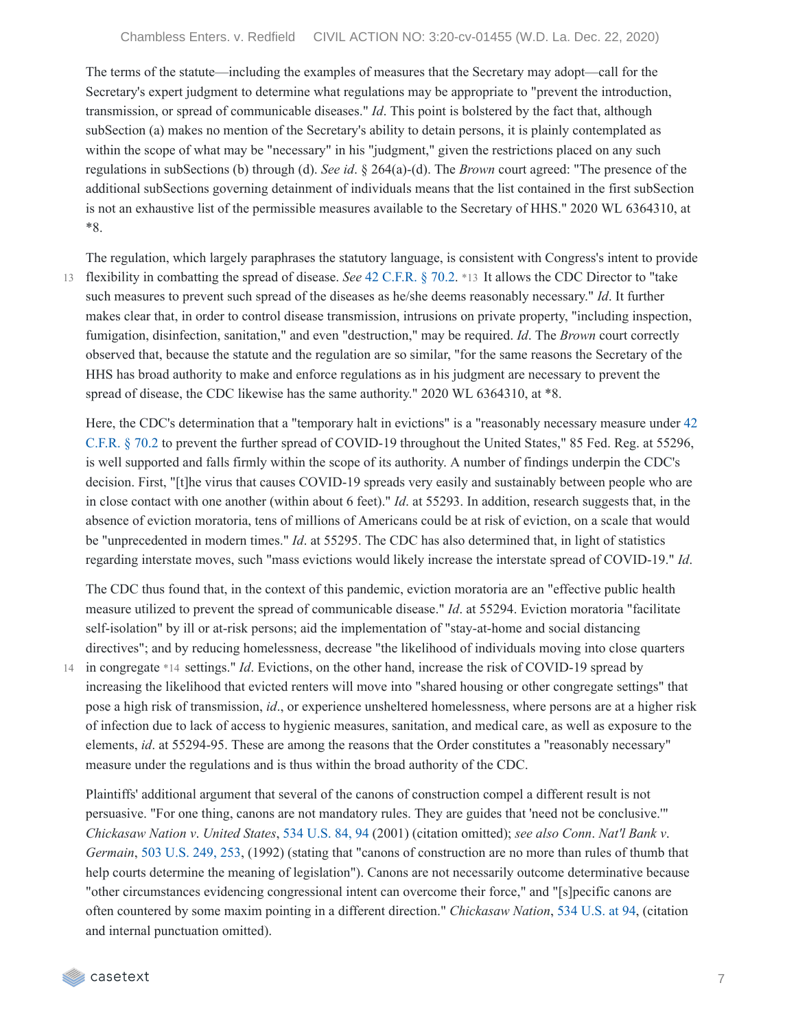The terms of the statute—including the examples of measures that the Secretary may adopt—call for the Secretary's expert judgment to determine what regulations may be appropriate to "prevent the introduction, transmission, or spread of communicable diseases." *Id*. This point is bolstered by the fact that, although subSection (a) makes no mention of the Secretary's ability to detain persons, it is plainly contemplated as within the scope of what may be "necessary" in his "judgment," given the restrictions placed on any such regulations in subSections (b) through (d). *See id*. § 264(a)-(d). The *Brown* court agreed: "The presence of the additional subSections governing detainment of individuals means that the list contained in the first subSection is not an exhaustive list of the permissible measures available to the Secretary of HHS." 2020 WL 6364310, at *8.

The regulation, which largely paraphrases the statutory language, is consistent with Congress's intent to provide flexibility in combatting the spread of disease. *See* 42 C.F.R. § 70.2. *13 It allows the CDC Director to "take such measures to prevent such spread of the diseases as he/she deems reasonably necessary." *Id*. It further makes clear that, in order to control disease transmission, intrusions on private property, "including inspection, fumigation, disinfection, sanitation," and even "destruction," may be required. *Id*. The *Brown* court correctly observed that, because the statute and the regulation are so similar, "for the same reasons the Secretary of the HHS has broad authority to make and enforce regulations as in his judgment are necessary to prevent the spread of disease, the CDC likewise has the same authority." 2020 WL 6364310, at *8.

Here, the CDC's determination that a "temporary halt in evictions" is a "reasonably necessary measure under 42 C.F.R. § 70.2 to prevent the further spread of COVID-19 throughout the United States," 85 Fed. Reg. at 55296, is well supported and falls firmly within the scope of its authority. A number of findings underpin the CDC's decision. First, "[t]he virus that causes COVID-19 spreads very easily and sustainably between people who are in close contact with one another (within about 6 feet)." *Id*. at 55293. In addition, research suggests that, in the absence of eviction moratoria, tens of millions of Americans could be at risk of eviction, on a scale that would be "unprecedented in modern times." *Id*. at 55295. The CDC has also determined that, in light of statistics regarding interstate moves, such "mass evictions would likely increase the interstate spread of COVID-19." *Id*.

The CDC thus found that, in the context of this pandemic, eviction moratoria are an "effective public health measure utilized to prevent the spread of communicable disease." *Id*. at 55294. Eviction moratoria "facilitate self-isolation" by ill or at-risk persons; aid the implementation of "stay-at-home and social distancing directives"; and by reducing homelessness, decrease "the likelihood of individuals moving into close quarters in congregate *14 settings." *Id*. Evictions, on the other hand, increase the risk of COVID-19 spread by increasing the likelihood that evicted renters will move into "shared housing or other congregate settings" that pose a high risk of transmission, *id*., or experience unsheltered homelessness, where persons are at a higher risk of infection due to lack of access to hygienic measures, sanitation, and medical care, as well as exposure to the elements, *id*. at 55294-95. These are among the reasons that the Order constitutes a "reasonably necessary" measure under the regulations and is thus within the broad authority of the CDC.

Plaintiffs' additional argument that several of the canons of construction compel a different result is not persuasive. "For one thing, canons are not mandatory rules. They are guides that 'need not be conclusive.'" *Chickasaw Nation v. United States*, 534 U.S. 84, 94 (2001) (citation omitted); *see also Conn. Nat'l Bank v. Germain*, 503 U.S. 249, 253, (1992) (stating that "canons of construction are no more than rules of thumb that help courts determine the meaning of legislation"). Canons are not necessarily outcome determinative because "other circumstances evidencing congressional intent can overcome their force," and "[s]pecific canons are often countered by some maxim pointing in a different direction." *Chickasaw Nation*, 534 U.S. at 94, (citation and internal punctuation omitted).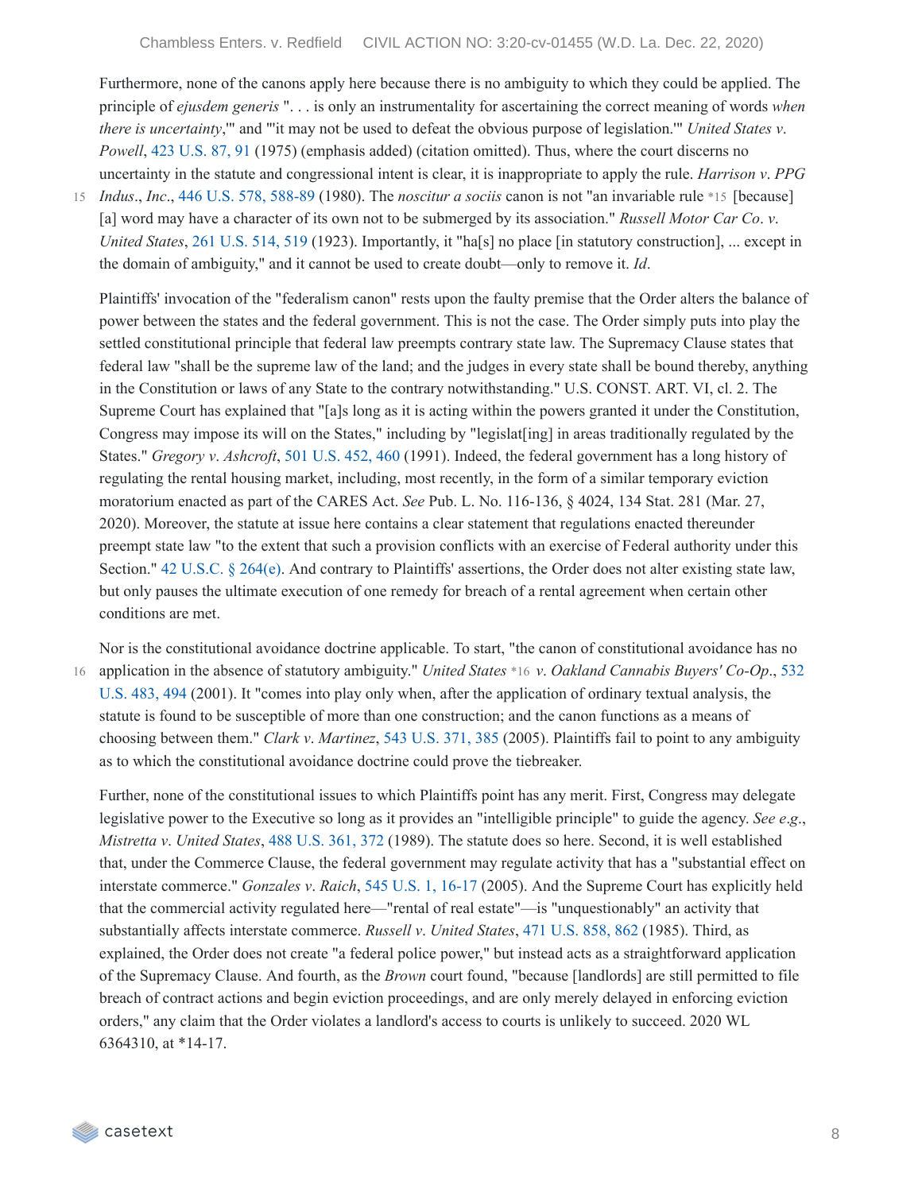Furthermore, none of the canons apply here because there is no ambiguity to which they could be applied. The principle of *ejusdem generis* ". . . is only an instrumentality for ascertaining the correct meaning of words *when there is uncertainty*,'" and "'it may not be used to defeat the obvious purpose of legislation.'" *United States v. Powell*, 423 U.S. 87, 91 (1975) (emphasis added) (citation omitted). Thus, where the court discerns no uncertainty in the statute and congressional intent is clear, it is inappropriate to apply the rule. *Harrison v. PPG Indus., Inc.*, 446 U.S. 578, 588-89 (1980). The *noscitur a sociis* canon is not "an invariable rule *15 [because] [a] word may have a character of its own not to be submerged by its association." *Russell Motor Car Co. v. United States*, 261 U.S. 514, 519 (1923). Importantly, it "ha[s] no place [in statutory construction], ... except in the domain of ambiguity," and it cannot be used to create doubt—only to remove it. *Id*.

Plaintiffs' invocation of the "federalism canon" rests upon the faulty premise that the Order alters the balance of power between the states and the federal government. This is not the case. The Order simply puts into play the settled constitutional principle that federal law preempts contrary state law. The Supremacy Clause states that federal law "shall be the supreme law of the land; and the judges in every state shall be bound thereby, anything in the Constitution or laws of any State to the contrary notwithstanding." U.S. CONST. ART. VI, cl. 2. The Supreme Court has explained that "[a]s long as it is acting within the powers granted it under the Constitution, Congress may impose its will on the States," including by "legislat[ing] in areas traditionally regulated by the States." *Gregory v. Ashcroft*, 501 U.S. 452, 460 (1991). Indeed, the federal government has a long history of regulating the rental housing market, including, most recently, in the form of a similar temporary eviction moratorium enacted as part of the CARES Act. *See* Pub. L. No. 116-136, § 4024, 134 Stat. 281 (Mar. 27, 2020). Moreover, the statute at issue here contains a clear statement that regulations enacted thereunder preempt state law "to the extent that such a provision conflicts with an exercise of Federal authority under this Section." 42 U.S.C. § 264(e). And contrary to Plaintiffs' assertions, the Order does not alter existing state law, but only pauses the ultimate execution of one remedy for breach of a rental agreement when certain other conditions are met.

Nor is the constitutional avoidance doctrine applicable. To start, "the canon of constitutional avoidance has no application in the absence of statutory ambiguity." *United States* *16 *v. Oakland Cannabis Buyers' Co-Op.*, 532 U.S. 483, 494 (2001). It "comes into play only when, after the application of ordinary textual analysis, the statute is found to be susceptible of more than one construction; and the canon functions as a means of choosing between them." *Clark v. Martinez*, 543 U.S. 371, 385 (2005). Plaintiffs fail to point to any ambiguity as to which the constitutional avoidance doctrine could prove the tiebreaker.

Further, none of the constitutional issues to which Plaintiffs point has any merit. First, Congress may delegate legislative power to the Executive so long as it provides an "intelligible principle" to guide the agency. *See e.g.*, *Mistretta v. United States*, 488 U.S. 361, 372 (1989). The statute does so here. Second, it is well established that, under the Commerce Clause, the federal government may regulate activity that has a "substantial effect on interstate commerce." *Gonzales v. Raich*, 545 U.S. 1, 16-17 (2005). And the Supreme Court has explicitly held that the commercial activity regulated here—"rental of real estate"—is "unquestionably" an activity that substantially affects interstate commerce. *Russell v. United States*, 471 U.S. 858, 862 (1985). Third, as explained, the Order does not create "a federal police power," but instead acts as a straightforward application of the Supremacy Clause. And fourth, as the *Brown* court found, "because [landlords] are still permitted to file breach of contract actions and begin eviction proceedings, and are only merely delayed in enforcing eviction orders," any claim that the Order violates a landlord's access to courts is unlikely to succeed. 2020 WL 6364310, at *14-17.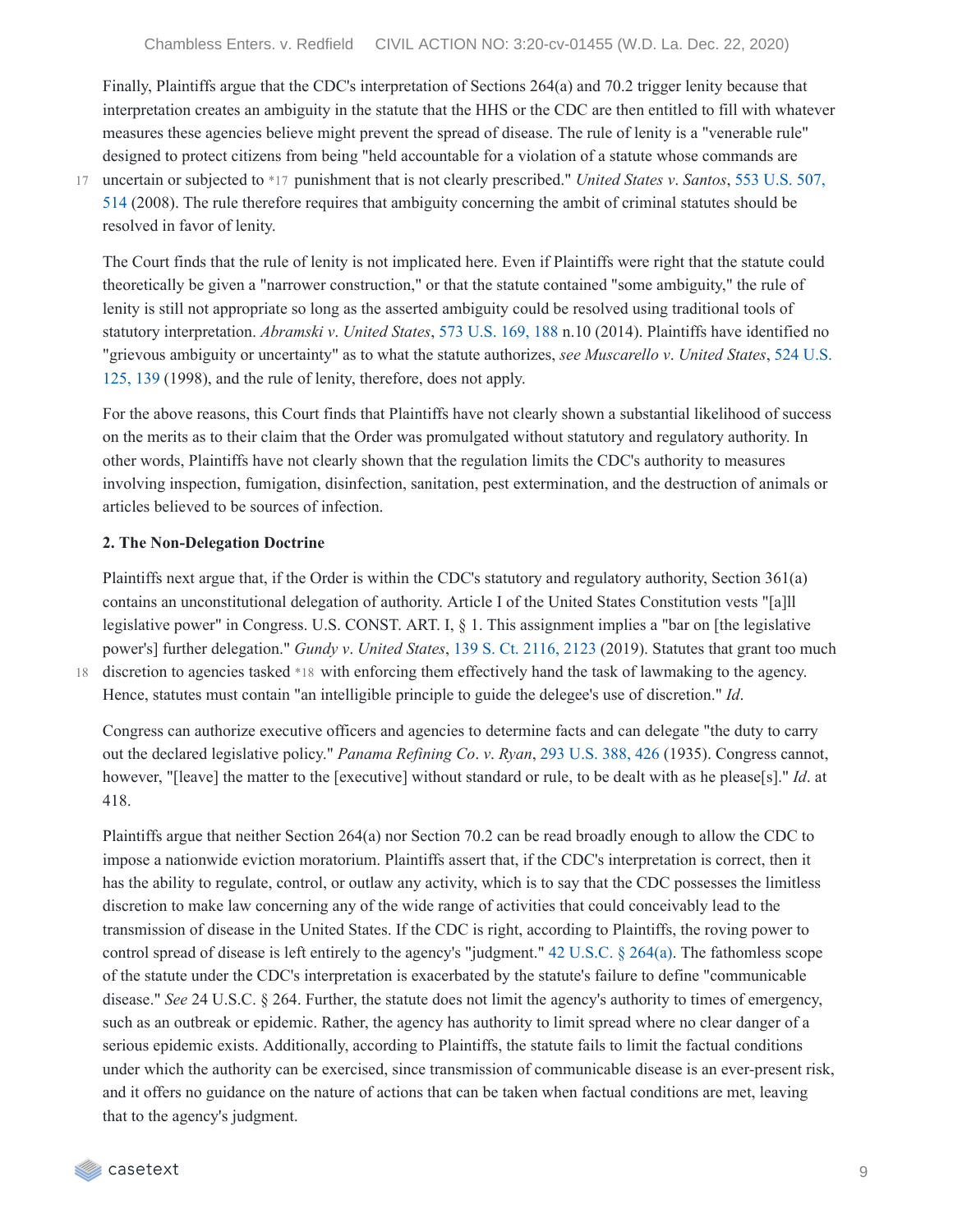Finally, Plaintiffs argue that the CDC's interpretation of Sections 264(a) and 70.2 trigger lenity because that interpretation creates an ambiguity in the statute that the HHS or the CDC are then entitled to fill with whatever measures these agencies believe might prevent the spread of disease. The rule of lenity is a "venerable rule" designed to protect citizens from being "held accountable for a violation of a statute whose commands are uncertain or subjected to *17 punishment that is not clearly prescribed." *United States v. Santos*, 553 U.S. 507, 514 (2008). The rule therefore requires that ambiguity concerning the ambit of criminal statutes should be resolved in favor of lenity.

The Court finds that the rule of lenity is not implicated here. Even if Plaintiffs were right that the statute could theoretically be given a "narrower construction," or that the statute contained "some ambiguity," the rule of lenity is still not appropriate so long as the asserted ambiguity could be resolved using traditional tools of statutory interpretation. *Abramski v. United States*, 573 U.S. 169, 188 n.10 (2014). Plaintiffs have identified no "grievous ambiguity or uncertainty" as to what the statute authorizes, *see Muscarello v. United States*, 524 U.S. 125, 139 (1998), and the rule of lenity, therefore, does not apply.

For the above reasons, this Court finds that Plaintiffs have not clearly shown a substantial likelihood of success on the merits as to their claim that the Order was promulgated without statutory and regulatory authority. In other words, Plaintiffs have not clearly shown that the regulation limits the CDC's authority to measures involving inspection, fumigation, disinfection, sanitation, pest extermination, and the destruction of animals or articles believed to be sources of infection.

**2. The Non-Delegation Doctrine**

Plaintiffs next argue that, if the Order is within the CDC's statutory and regulatory authority, Section 361(a) contains an unconstitutional delegation of authority. Article I of the United States Constitution vests "[a]ll legislative power" in Congress. U.S. CONST. ART. I, § 1. This assignment implies a "bar on [the legislative power's] further delegation." *Gundy v. United States*, 139 S. Ct. 2116, 2123 (2019). Statutes that grant too much discretion to agencies tasked *18 with enforcing them effectively hand the task of lawmaking to the agency. Hence, statutes must contain "an intelligible principle to guide the delegee's use of discretion." *Id*.

Congress can authorize executive officers and agencies to determine facts and can delegate "the duty to carry out the declared legislative policy." *Panama Refining Co. v. Ryan*, 293 U.S. 388, 426 (1935). Congress cannot, however, "[leave] the matter to the [executive] without standard or rule, to be dealt with as he please[s]." *Id*. at 418.

Plaintiffs argue that neither Section 264(a) nor Section 70.2 can be read broadly enough to allow the CDC to impose a nationwide eviction moratorium. Plaintiffs assert that, if the CDC's interpretation is correct, then it has the ability to regulate, control, or outlaw any activity, which is to say that the CDC possesses the limitless discretion to make law concerning any of the wide range of activities that could conceivably lead to the transmission of disease in the United States. If the CDC is right, according to Plaintiffs, the roving power to control spread of disease is left entirely to the agency's "judgment." 42 U.S.C. § 264(a). The fathomless scope of the statute under the CDC's interpretation is exacerbated by the statute's failure to define "communicable disease." *See* 24 U.S.C. § 264. Further, the statute does not limit the agency's authority to times of emergency, such as an outbreak or epidemic. Rather, the agency has authority to limit spread where no clear danger of a serious epidemic exists. Additionally, according to Plaintiffs, the statute fails to limit the factual conditions under which the authority can be exercised, since transmission of communicable disease is an ever-present risk, and it offers no guidance on the nature of actions that can be taken when factual conditions are met, leaving that to the agency's judgment.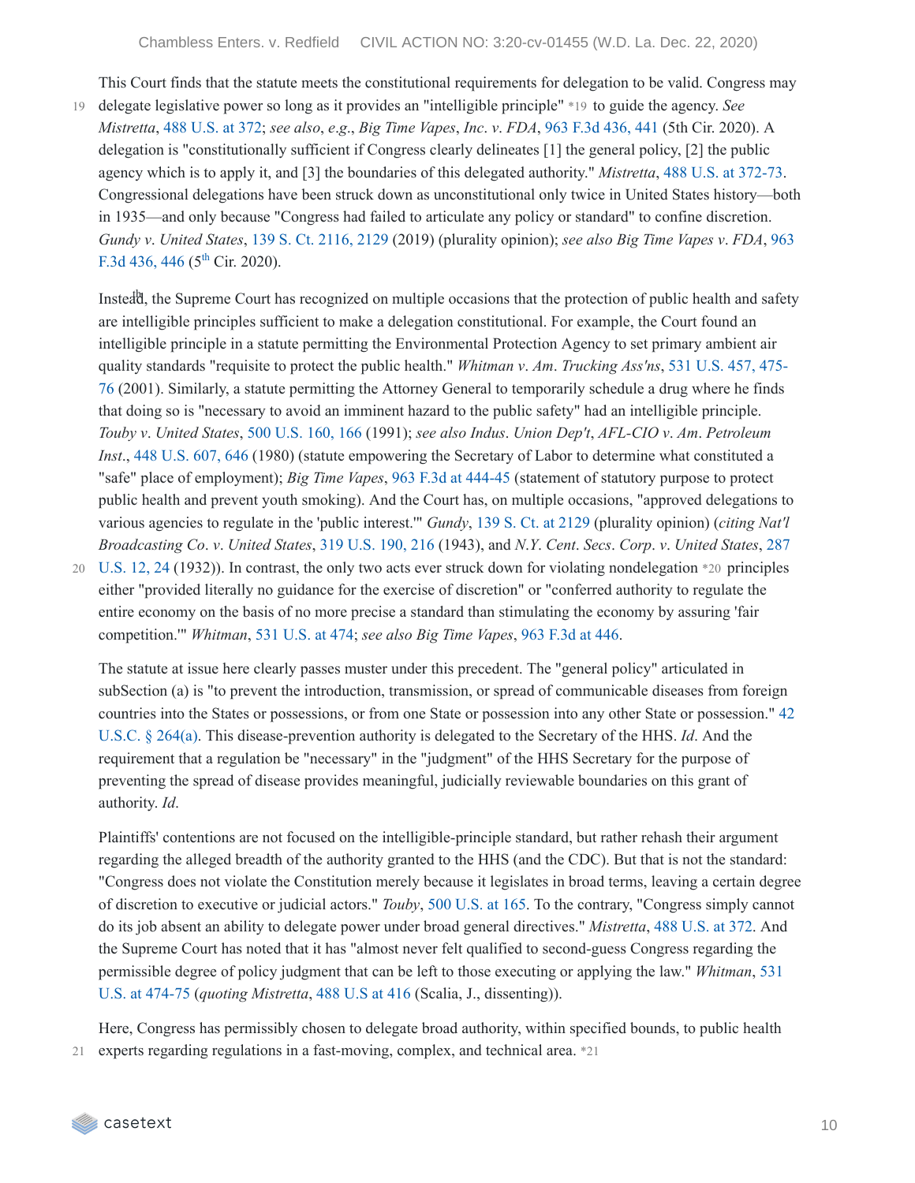This Court finds that the statute meets the constitutional requirements for delegation to be valid. Congress may delegate legislative power so long as it provides an "intelligible principle" *19 to guide the agency. *See Mistretta*, 488 U.S. at 372; *see also*, *e.g.*, *Big Time Vapes*, *Inc*. *v*. *FDA*, 963 F.3d 436, 441 (5th Cir. 2020). A delegation is "constitutionally sufficient if Congress clearly delineates [1] the general policy, [2] the public agency which is to apply it, and [3] the boundaries of this delegated authority." *Mistretta*, 488 U.S. at 372-73. Congressional delegations have been struck down as unconstitutional only twice in United States history—both in 1935—and only because "Congress had failed to articulate any policy or standard" to confine discretion. *Gundy v*. *United States*, 139 S. Ct. 2116, 2129 (2019) (plurality opinion); *see also Big Time Vapes v*. *FDA*, 963 F.3d 436, 446 (5th Cir. 2020).

Instead, the Supreme Court has recognized on multiple occasions that the protection of public health and safety are intelligible principles sufficient to make a delegation constitutional. For example, the Court found an intelligible principle in a statute permitting the Environmental Protection Agency to set primary ambient air quality standards "requisite to protect the public health." *Whitman v*. *Am*. *Trucking Ass'ns*, 531 U.S. 457, 475-76 (2001). Similarly, a statute permitting the Attorney General to temporarily schedule a drug where he finds that doing so is "necessary to avoid an imminent hazard to the public safety" had an intelligible principle. *Touby v*. *United States*, 500 U.S. 160, 166 (1991); *see also Indus*. *Union Dep't*, *AFL-CIO v*. *Am*. *Petroleum Inst*., 448 U.S. 607, 646 (1980) (statute empowering the Secretary of Labor to determine what constituted a "safe" place of employment); *Big Time Vapes*, 963 F.3d at 444-45 (statement of statutory purpose to protect public health and prevent youth smoking). And the Court has, on multiple occasions, "approved delegations to various agencies to regulate in the 'public interest.'" *Gundy*, 139 S. Ct. at 2129 (plurality opinion) (*citing Nat'l Broadcasting Co*. *v*. *United States*, 319 U.S. 190, 216 (1943), and *N.Y. Cent*. *Secs*. *Corp*. *v*. *United States*, 287 U.S. 12, 24 (1932)). In contrast, the only two acts ever struck down for violating nondelegation *20 principles either "provided literally no guidance for the exercise of discretion" or "conferred authority to regulate the entire economy on the basis of no more precise a standard than stimulating the economy by assuring 'fair competition.'" *Whitman*, 531 U.S. at 474; *see also Big Time Vapes*, 963 F.3d at 446.

The statute at issue here clearly passes muster under this precedent. The "general policy" articulated in subSection (a) is "to prevent the introduction, transmission, or spread of communicable diseases from foreign countries into the States or possessions, or from one State or possession into any other State or possession." 42 U.S.C. § 264(a). This disease-prevention authority is delegated to the Secretary of the HHS. *Id*. And the requirement that a regulation be "necessary" in the "judgment" of the HHS Secretary for the purpose of preventing the spread of disease provides meaningful, judicially reviewable boundaries on this grant of authority. *Id*.

Plaintiffs' contentions are not focused on the intelligible-principle standard, but rather rehash their argument regarding the alleged breadth of the authority granted to the HHS (and the CDC). But that is not the standard: "Congress does not violate the Constitution merely because it legislates in broad terms, leaving a certain degree of discretion to executive or judicial actors." *Touby*, 500 U.S. at 165. To the contrary, "Congress simply cannot do its job absent an ability to delegate power under broad general directives." *Mistretta*, 488 U.S. at 372. And the Supreme Court has noted that it has "almost never felt qualified to second-guess Congress regarding the permissible degree of policy judgment that can be left to those executing or applying the law." *Whitman*, 531 U.S. at 474-75 (*quoting Mistretta*, 488 U.S at 416 (Scalia, J., dissenting)).

Here, Congress has permissibly chosen to delegate broad authority, within specified bounds, to public health experts regarding regulations in a fast-moving, complex, and technical area. *21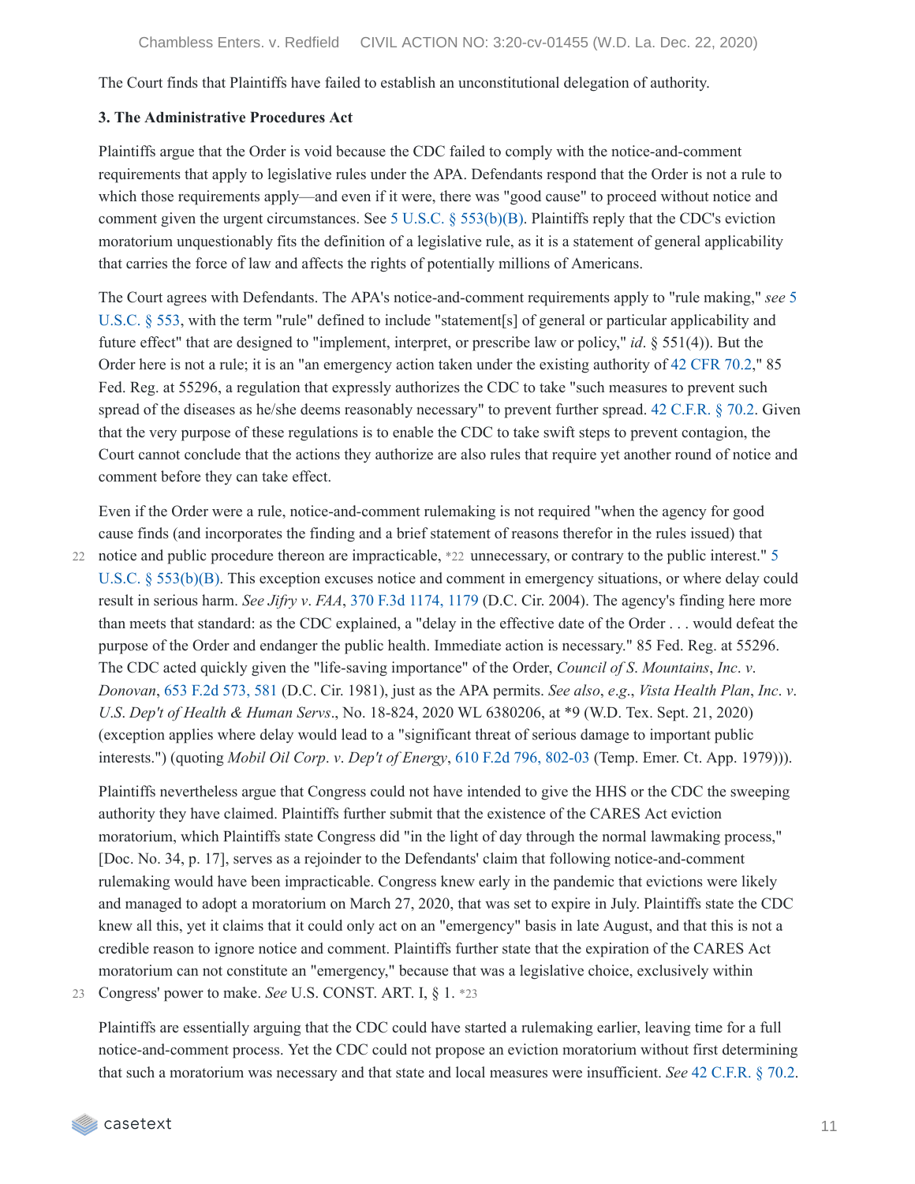The Court finds that Plaintiffs have failed to establish an unconstitutional delegation of authority.

**3. The Administrative Procedures Act**

Plaintiffs argue that the Order is void because the CDC failed to comply with the notice-and-comment requirements that apply to legislative rules under the APA. Defendants respond that the Order is not a rule to which those requirements apply—and even if it were, there was "good cause" to proceed without notice and comment given the urgent circumstances. See 5 U.S.C. § 553(b)(B). Plaintiffs reply that the CDC's eviction moratorium unquestionably fits the definition of a legislative rule, as it is a statement of general applicability that carries the force of law and affects the rights of potentially millions of Americans.

The Court agrees with Defendants. The APA's notice-and-comment requirements apply to "rule making," *see* 5 U.S.C. § 553, with the term "rule" defined to include "statement[s] of general or particular applicability and future effect" that are designed to "implement, interpret, or prescribe law or policy," *id*. § 551(4)). But the Order here is not a rule; it is an "an emergency action taken under the existing authority of 42 CFR 70.2," 85 Fed. Reg. at 55296, a regulation that expressly authorizes the CDC to take "such measures to prevent such spread of the diseases as he/she deems reasonably necessary" to prevent further spread. 42 C.F.R. § 70.2. Given that the very purpose of these regulations is to enable the CDC to take swift steps to prevent contagion, the Court cannot conclude that the actions they authorize are also rules that require yet another round of notice and comment before they can take effect.

Even if the Order were a rule, notice-and-comment rulemaking is not required "when the agency for good cause finds (and incorporates the finding and a brief statement of reasons therefor in the rules issued) that notice and public procedure thereon are impracticable, *22 unnecessary, or contrary to the public interest." 5 U.S.C. § 553(b)(B). This exception excuses notice and comment in emergency situations, or where delay could result in serious harm. *See Jifry v. FAA*, 370 F.3d 1174, 1179 (D.C. Cir. 2004). The agency's finding here more than meets that standard: as the CDC explained, a "delay in the effective date of the Order . . . would defeat the purpose of the Order and endanger the public health. Immediate action is necessary." 85 Fed. Reg. at 55296. The CDC acted quickly given the "life-saving importance" of the Order, *Council of S. Mountains, Inc. v. Donovan*, 653 F.2d 573, 581 (D.C. Cir. 1981), just as the APA permits. *See also*, *e.g*., *Vista Health Plan, Inc. v. U.S. Dep't of Health & Human Servs*., No. 18-824, 2020 WL 6380206, at *9 (W.D. Tex. Sept. 21, 2020) (exception applies where delay would lead to a "significant threat of serious damage to important public interests.") (quoting *Mobil Oil Corp. v. Dep't of Energy*, 610 F.2d 796, 802-03 (Temp. Emer. Ct. App. 1979))).

Plaintiffs nevertheless argue that Congress could not have intended to give the HHS or the CDC the sweeping authority they have claimed. Plaintiffs further submit that the existence of the CARES Act eviction moratorium, which Plaintiffs state Congress did "in the light of day through the normal lawmaking process," [Doc. No. 34, p. 17], serves as a rejoinder to the Defendants' claim that following notice-and-comment rulemaking would have been impracticable. Congress knew early in the pandemic that evictions were likely and managed to adopt a moratorium on March 27, 2020, that was set to expire in July. Plaintiffs state the CDC knew all this, yet it claims that it could only act on an "emergency" basis in late August, and that this is not a credible reason to ignore notice and comment. Plaintiffs further state that the expiration of the CARES Act moratorium can not constitute an "emergency," because that was a legislative choice, exclusively within Congress' power to make. *See* U.S. CONST. ART. I, § 1. *23

Plaintiffs are essentially arguing that the CDC could have started a rulemaking earlier, leaving time for a full notice-and-comment process. Yet the CDC could not propose an eviction moratorium without first determining that such a moratorium was necessary and that state and local measures were insufficient. *See* 42 C.F.R. § 70.2.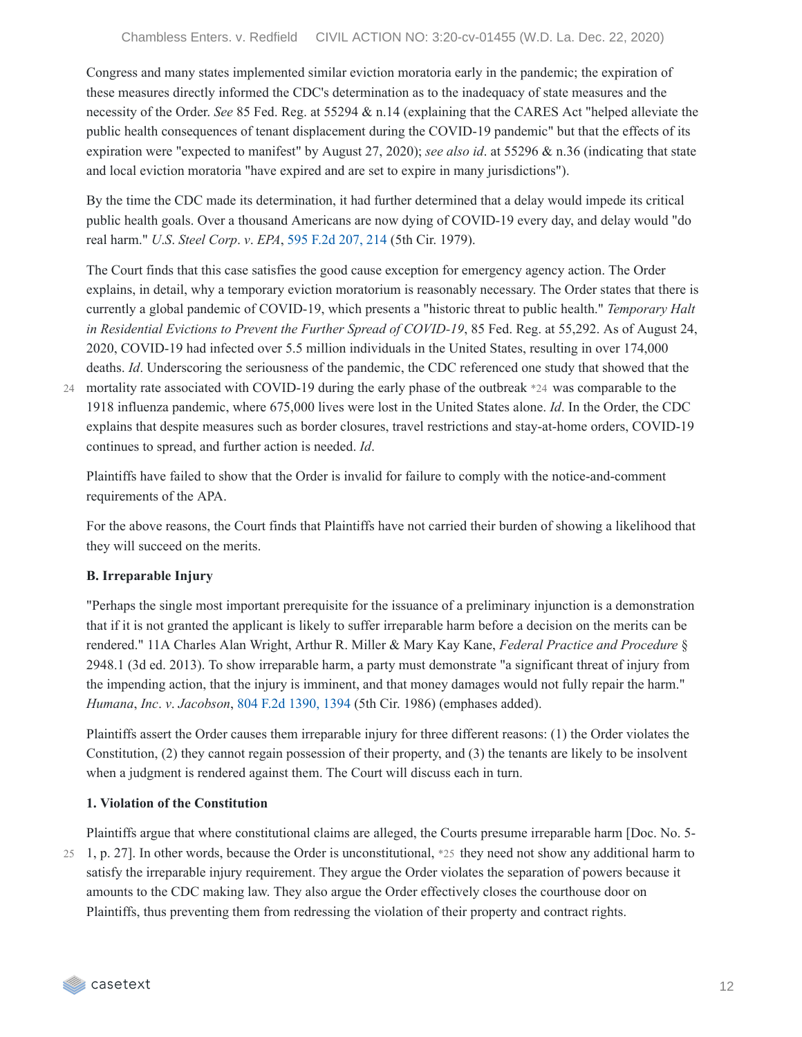Congress and many states implemented similar eviction moratoria early in the pandemic; the expiration of these measures directly informed the CDC's determination as to the inadequacy of state measures and the necessity of the Order. *See* 85 Fed. Reg. at 55294 & n.14 (explaining that the CARES Act "helped alleviate the public health consequences of tenant displacement during the COVID-19 pandemic" but that the effects of its expiration were "expected to manifest" by August 27, 2020); *see also id*. at 55296 & n.36 (indicating that state and local eviction moratoria "have expired and are set to expire in many jurisdictions").

By the time the CDC made its determination, it had further determined that a delay would impede its critical public health goals. Over a thousand Americans are now dying of COVID-19 every day, and delay would "do real harm." *U.S. Steel Corp. v. EPA*, 595 F.2d 207, 214 (5th Cir. 1979).

The Court finds that this case satisfies the good cause exception for emergency agency action. The Order explains, in detail, why a temporary eviction moratorium is reasonably necessary. The Order states that there is currently a global pandemic of COVID-19, which presents a "historic threat to public health." *Temporary Halt in Residential Evictions to Prevent the Further Spread of COVID-19*, 85 Fed. Reg. at 55,292. As of August 24, 2020, COVID-19 had infected over 5.5 million individuals in the United States, resulting in over 174,000 deaths. *Id*. Underscoring the seriousness of the pandemic, the CDC referenced one study that showed that the mortality rate associated with COVID-19 during the early phase of the outbreak *24 was comparable to the 1918 influenza pandemic, where 675,000 lives were lost in the United States alone. *Id*. In the Order, the CDC explains that despite measures such as border closures, travel restrictions and stay-at-home orders, COVID-19 continues to spread, and further action is needed. *Id*.

Plaintiffs have failed to show that the Order is invalid for failure to comply with the notice-and-comment requirements of the APA.

For the above reasons, the Court finds that Plaintiffs have not carried their burden of showing a likelihood that they will succeed on the merits.

**B. Irreparable Injury**

"Perhaps the single most important prerequisite for the issuance of a preliminary injunction is a demonstration that if it is not granted the applicant is likely to suffer irreparable harm before a decision on the merits can be rendered." 11A Charles Alan Wright, Arthur R. Miller & Mary Kay Kane, *Federal Practice and Procedure* § 2948.1 (3d ed. 2013). To show irreparable harm, a party must demonstrate "a significant threat of injury from the impending action, that the injury is imminent, and that money damages would not fully repair the harm." *Humana, Inc. v. Jacobson*, 804 F.2d 1390, 1394 (5th Cir. 1986) (emphases added).

Plaintiffs assert the Order causes them irreparable injury for three different reasons: (1) the Order violates the Constitution, (2) they cannot regain possession of their property, and (3) the tenants are likely to be insolvent when a judgment is rendered against them. The Court will discuss each in turn.

**1. Violation of the Constitution**

Plaintiffs argue that where constitutional claims are alleged, the Courts presume irreparable harm [Doc. No. 5-1, p. 27]. In other words, because the Order is unconstitutional, *25 they need not show any additional harm to satisfy the irreparable injury requirement. They argue the Order violates the separation of powers because it amounts to the CDC making law. They also argue the Order effectively closes the courthouse door on Plaintiffs, thus preventing them from redressing the violation of their property and contract rights.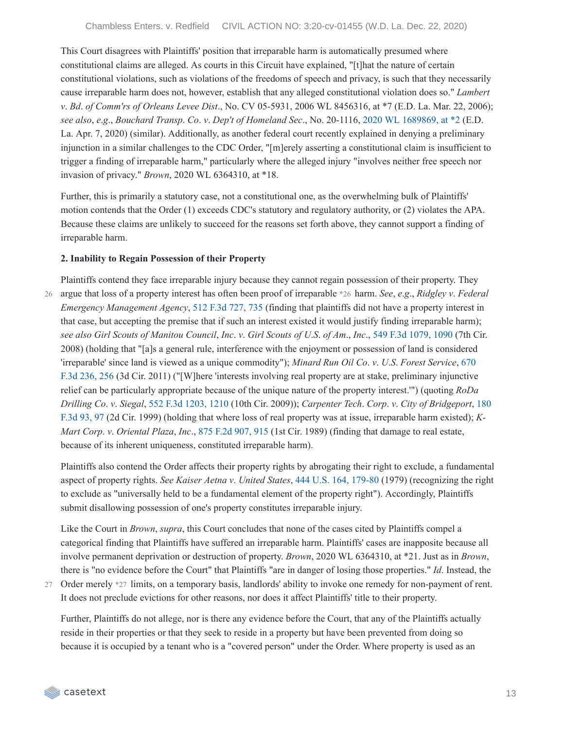This Court disagrees with Plaintiffs' position that irreparable harm is automatically presumed where constitutional claims are alleged. As courts in this Circuit have explained, "[t]hat the nature of certain constitutional violations, such as violations of the freedoms of speech and privacy, is such that they necessarily cause irreparable harm does not, however, establish that any alleged constitutional violation does so." *Lambert v. Bd. of Comm'rs of Orleans Levee Dist.*, No. CV 05-5931, 2006 WL 8456316, at *7 (E.D. La. Mar. 22, 2006); *see also*, *e.g.*, *Bouchard Transp. Co. v. Dep't of Homeland Sec.*, No. 20-1116, 2020 WL 1689869, at *2 (E.D. La. Apr. 7, 2020) (similar). Additionally, as another federal court recently explained in denying a preliminary injunction in a similar challenges to the CDC Order, "[m]erely asserting a constitutional claim is insufficient to trigger a finding of irreparable harm," particularly where the alleged injury "involves neither free speech nor invasion of privacy." *Brown*, 2020 WL 6364310, at *18.

Further, this is primarily a statutory case, not a constitutional one, as the overwhelming bulk of Plaintiffs' motion contends that the Order (1) exceeds CDC's statutory and regulatory authority, or (2) violates the APA. Because these claims are unlikely to succeed for the reasons set forth above, they cannot support a finding of irreparable harm.

**2. Inability to Regain Possession of their Property**

Plaintiffs contend they face irreparable injury because they cannot regain possession of their property. They argue that loss of a property interest has often been proof of irreparable *26 harm. *See*, *e.g.*, *Ridgley v. Federal Emergency Management Agency*, 512 F.3d 727, 735 (finding that plaintiffs did not have a property interest in that case, but accepting the premise that if such an interest existed it would justify finding irreparable harm); *see also Girl Scouts of Manitou Council*, *Inc. v. Girl Scouts of U.S. of Am.*, *Inc.*, 549 F.3d 1079, 1090 (7th Cir. 2008) (holding that "[a]s a general rule, interference with the enjoyment or possession of land is considered 'irreparable' since land is viewed as a unique commodity"); *Minard Run Oil Co. v. U.S. Forest Service*, 670 F.3d 236, 256 (3d Cir. 2011) ("[W]here 'interests involving real property are at stake, preliminary injunctive relief can be particularly appropriate because of the unique nature of the property interest.'") (quoting *RoDa Drilling Co. v. Siegal*, 552 F.3d 1203, 1210 (10th Cir. 2009)); *Carpenter Tech. Corp. v. City of Bridgeport*, 180 F.3d 93, 97 (2d Cir. 1999) (holding that where loss of real property was at issue, irreparable harm existed); *K-Mart Corp. v. Oriental Plaza*, *Inc.*, 875 F.2d 907, 915 (1st Cir. 1989) (finding that damage to real estate, because of its inherent uniqueness, constituted irreparable harm).

Plaintiffs also contend the Order affects their property rights by abrogating their right to exclude, a fundamental aspect of property rights. *See Kaiser Aetna v. United States*, 444 U.S. 164, 179-80 (1979) (recognizing the right to exclude as "universally held to be a fundamental element of the property right"). Accordingly, Plaintiffs submit disallowing possession of one's property constitutes irreparable injury.

Like the Court in *Brown*, *supra*, this Court concludes that none of the cases cited by Plaintiffs compel a categorical finding that Plaintiffs have suffered an irreparable harm. Plaintiffs' cases are inapposite because all involve permanent deprivation or destruction of property. *Brown*, 2020 WL 6364310, at *21. Just as in *Brown*, there is "no evidence before the Court" that Plaintiffs "are in danger of losing those properties." *Id*. Instead, the Order merely *27 limits, on a temporary basis, landlords' ability to invoke one remedy for non-payment of rent. It does not preclude evictions for other reasons, nor does it affect Plaintiffs' title to their property.

Further, Plaintiffs do not allege, nor is there any evidence before the Court, that any of the Plaintiffs actually reside in their properties or that they seek to reside in a property but have been prevented from doing so because it is occupied by a tenant who is a "covered person" under the Order. Where property is used as an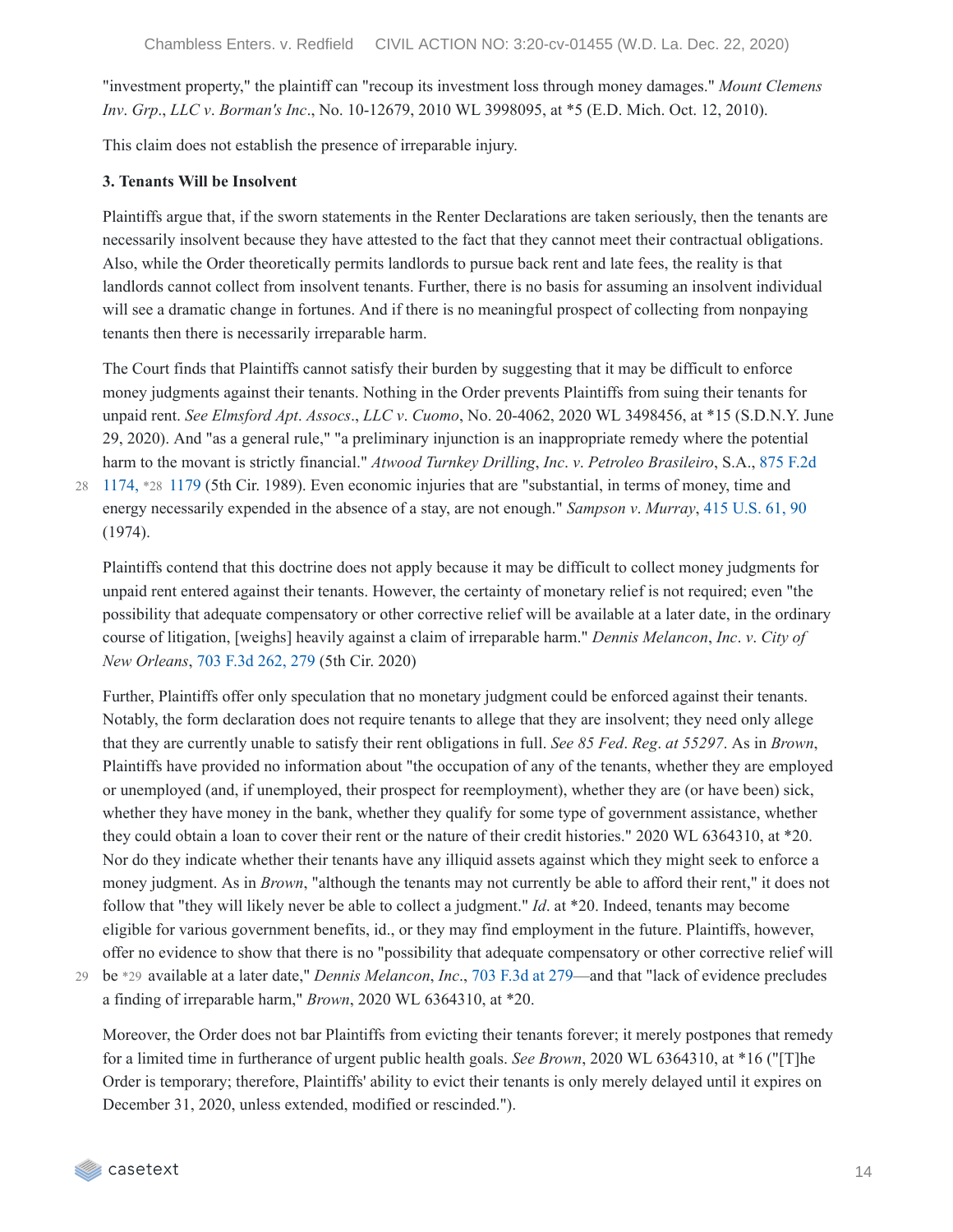"investment property," the plaintiff can "recoup its investment loss through money damages." *Mount Clemens Inv. Grp., LLC v. Borman's Inc.*, No. 10-12679, 2010 WL 3998095, at *5 (E.D. Mich. Oct. 12, 2010).

This claim does not establish the presence of irreparable injury.

**3. Tenants Will be Insolvent**

Plaintiffs argue that, if the sworn statements in the Renter Declarations are taken seriously, then the tenants are necessarily insolvent because they have attested to the fact that they cannot meet their contractual obligations. Also, while the Order theoretically permits landlords to pursue back rent and late fees, the reality is that landlords cannot collect from insolvent tenants. Further, there is no basis for assuming an insolvent individual will see a dramatic change in fortunes. And if there is no meaningful prospect of collecting from nonpaying tenants then there is necessarily irreparable harm.

The Court finds that Plaintiffs cannot satisfy their burden by suggesting that it may be difficult to enforce money judgments against their tenants. Nothing in the Order prevents Plaintiffs from suing their tenants for unpaid rent. *See Elmsford Apt. Assocs., LLC v. Cuomo*, No. 20-4062, 2020 WL 3498456, at *15 (S.D.N.Y. June 29, 2020). And "as a general rule," "a preliminary injunction is an inappropriate remedy where the potential harm to the movant is strictly financial." *Atwood Turnkey Drilling, Inc. v. Petroleo Brasileiro*, S.A., 875 F.2d 1174, *28 1179 (5th Cir. 1989). Even economic injuries that are "substantial, in terms of money, time and energy necessarily expended in the absence of a stay, are not enough." *Sampson v. Murray*, 415 U.S. 61, 90 (1974).

Plaintiffs contend that this doctrine does not apply because it may be difficult to collect money judgments for unpaid rent entered against their tenants. However, the certainty of monetary relief is not required; even "the possibility that adequate compensatory or other corrective relief will be available at a later date, in the ordinary course of litigation, [weighs] heavily against a claim of irreparable harm." *Dennis Melancon, Inc. v. City of New Orleans*, 703 F.3d 262, 279 (5th Cir. 2020)

Further, Plaintiffs offer only speculation that no monetary judgment could be enforced against their tenants. Notably, the form declaration does not require tenants to allege that they are insolvent; they need only allege that they are currently unable to satisfy their rent obligations in full. *See 85 Fed. Reg. at 55297*. As in *Brown*, Plaintiffs have provided no information about "the occupation of any of the tenants, whether they are employed or unemployed (and, if unemployed, their prospect for reemployment), whether they are (or have been) sick, whether they have money in the bank, whether they qualify for some type of government assistance, whether they could obtain a loan to cover their rent or the nature of their credit histories." 2020 WL 6364310, at *20. Nor do they indicate whether their tenants have any illiquid assets against which they might seek to enforce a money judgment. As in *Brown*, "although the tenants may not currently be able to afford their rent," it does not follow that "they will likely never be able to collect a judgment." *Id*. at *20. Indeed, tenants may become eligible for various government benefits, id., or they may find employment in the future. Plaintiffs, however, offer no evidence to show that there is no "possibility that adequate compensatory or other corrective relief will be *29 available at a later date," *Dennis Melancon, Inc.*, 703 F.3d at 279—and that "lack of evidence precludes a finding of irreparable harm," *Brown*, 2020 WL 6364310, at *20.

Moreover, the Order does not bar Plaintiffs from evicting their tenants forever; it merely postpones that remedy for a limited time in furtherance of urgent public health goals. *See Brown*, 2020 WL 6364310, at *16 ("[T]he Order is temporary; therefore, Plaintiffs' ability to evict their tenants is only merely delayed until it expires on December 31, 2020, unless extended, modified or rescinded.").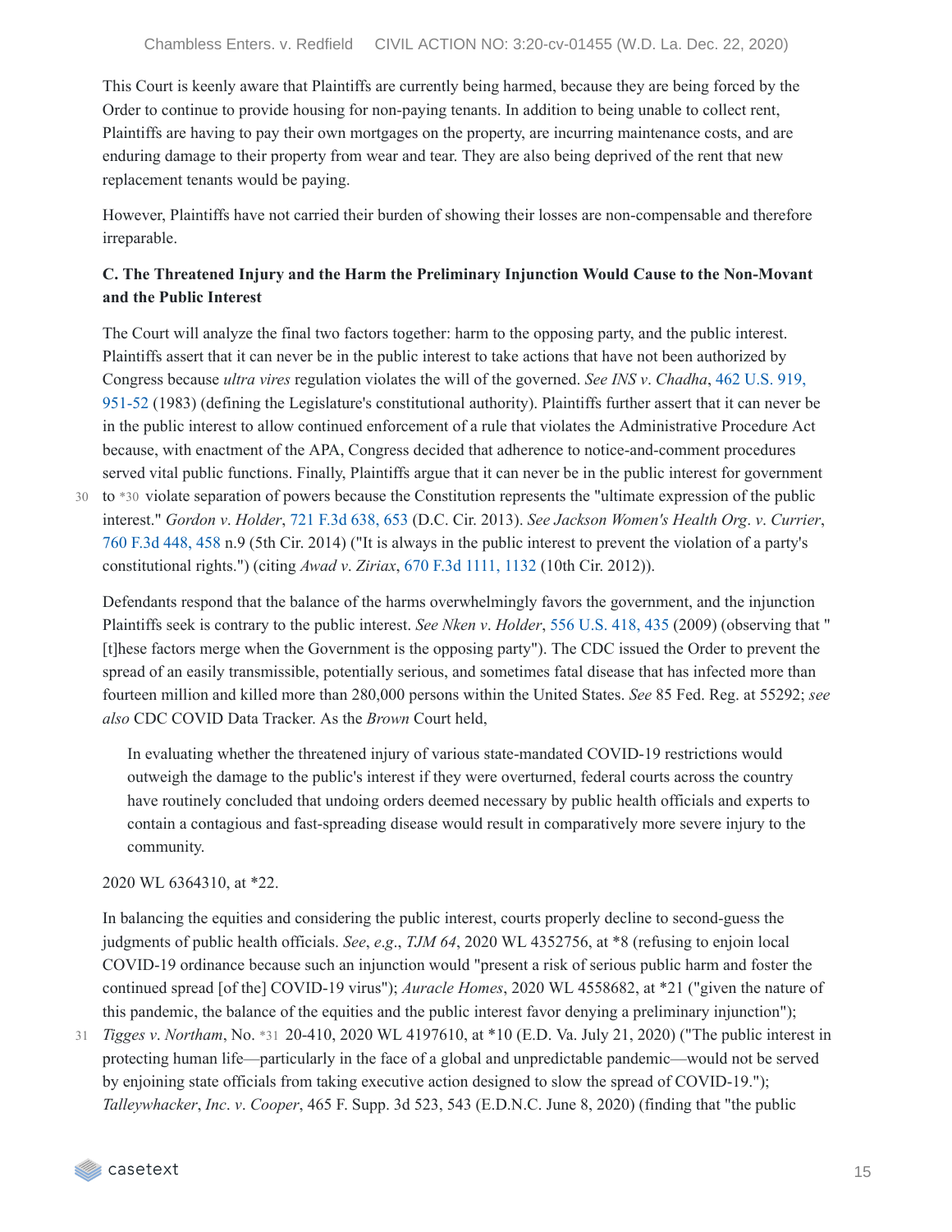This Court is keenly aware that Plaintiffs are currently being harmed, because they are being forced by the Order to continue to provide housing for non-paying tenants. In addition to being unable to collect rent, Plaintiffs are having to pay their own mortgages on the property, are incurring maintenance costs, and are enduring damage to their property from wear and tear. They are also being deprived of the rent that new replacement tenants would be paying.

However, Plaintiffs have not carried their burden of showing their losses are non-compensable and therefore irreparable.

**C. The Threatened Injury and the Harm the Preliminary Injunction Would Cause to the Non-Movant and the Public Interest**

The Court will analyze the final two factors together: harm to the opposing party, and the public interest. Plaintiffs assert that it can never be in the public interest to take actions that have not been authorized by Congress because *ultra vires* regulation violates the will of the governed. *See INS v. Chadha*, 462 U.S. 919, 951-52 (1983) (defining the Legislature's constitutional authority). Plaintiffs further assert that it can never be in the public interest to allow continued enforcement of a rule that violates the Administrative Procedure Act because, with enactment of the APA, Congress decided that adherence to notice-and-comment procedures served vital public functions. Finally, Plaintiffs argue that it can never be in the public interest for government to *30 violate separation of powers because the Constitution represents the "ultimate expression of the public interest." *Gordon v. Holder*, 721 F.3d 638, 653 (D.C. Cir. 2013). *See Jackson Women's Health Org. v. Currier*, 760 F.3d 448, 458 n.9 (5th Cir. 2014) ("It is always in the public interest to prevent the violation of a party's constitutional rights.") (citing *Awad v. Ziriax*, 670 F.3d 1111, 1132 (10th Cir. 2012)).

Defendants respond that the balance of the harms overwhelmingly favors the government, and the injunction Plaintiffs seek is contrary to the public interest. *See Nken v. Holder*, 556 U.S. 418, 435 (2009) (observing that "[t]hese factors merge when the Government is the opposing party"). The CDC issued the Order to prevent the spread of an easily transmissible, potentially serious, and sometimes fatal disease that has infected more than fourteen million and killed more than 280,000 persons within the United States. *See* 85 Fed. Reg. at 55292; *see also* CDC COVID Data Tracker. As the *Brown* Court held,

> In evaluating whether the threatened injury of various state-mandated COVID-19 restrictions would outweigh the damage to the public's interest if they were overturned, federal courts across the country have routinely concluded that undoing orders deemed necessary by public health officials and experts to contain a contagious and fast-spreading disease would result in comparatively more severe injury to the community.

2020 WL 6364310, at *22.

In balancing the equities and considering the public interest, courts properly decline to second-guess the judgments of public health officials. *See, e.g.*, *TJM 64*, 2020 WL 4352756, at *8 (refusing to enjoin local COVID-19 ordinance because such an injunction would "present a risk of serious public harm and foster the continued spread [of the] COVID-19 virus"); *Auracle Homes*, 2020 WL 4558682, at *21 ("given the nature of this pandemic, the balance of the equities and the public interest favor denying a preliminary injunction"); *Tigges v. Northam*, No. *31 20-410, 2020 WL 4197610, at *10 (E.D. Va. July 21, 2020) ("The public interest in protecting human life—particularly in the face of a global and unpredictable pandemic—would not be served by enjoining state officials from taking executive action designed to slow the spread of COVID-19."); *Talleywhacker, Inc. v. Cooper*, 465 F. Supp. 3d 523, 543 (E.D.N.C. June 8, 2020) (finding that "the public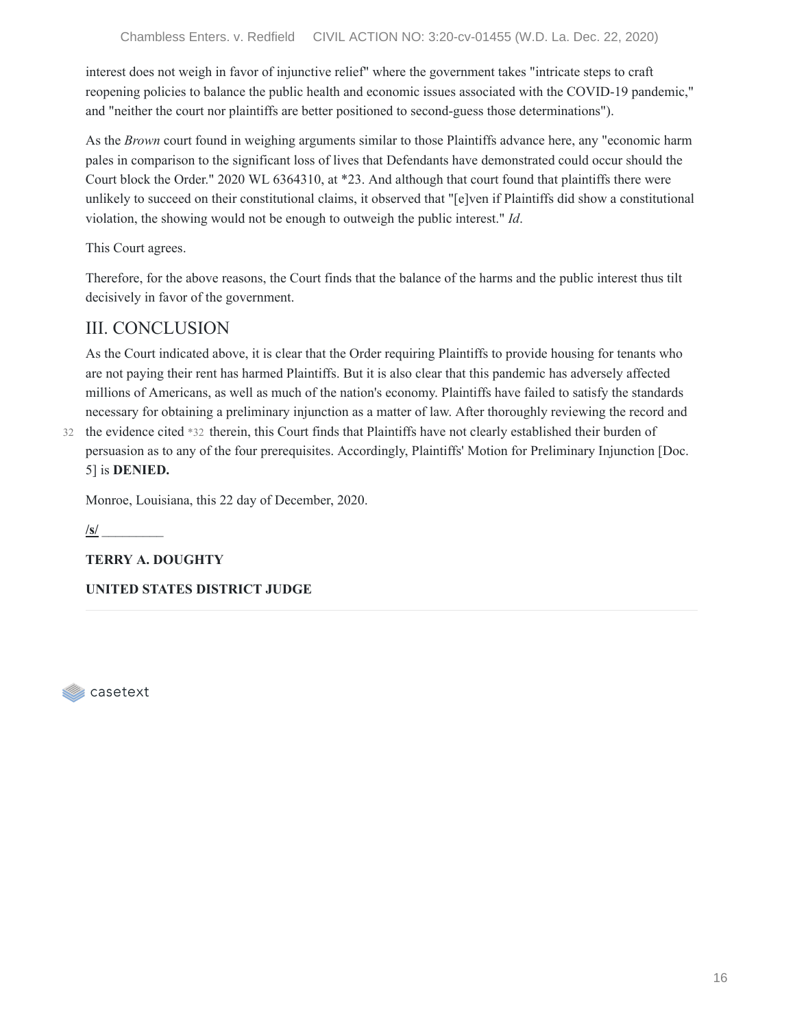interest does not weigh in favor of injunctive relief" where the government takes "intricate steps to craft reopening policies to balance the public health and economic issues associated with the COVID-19 pandemic," and "neither the court nor plaintiffs are better positioned to second-guess those determinations").

As the *Brown* court found in weighing arguments similar to those Plaintiffs advance here, any "economic harm pales in comparison to the significant loss of lives that Defendants have demonstrated could occur should the Court block the Order." 2020 WL 6364310, at *23. And although that court found that plaintiffs there were unlikely to succeed on their constitutional claims, it observed that "[e]ven if Plaintiffs did show a constitutional violation, the showing would not be enough to outweigh the public interest." *Id*.

This Court agrees.

Therefore, for the above reasons, the Court finds that the balance of the harms and the public interest thus tilt decisively in favor of the government.

## III. CONCLUSION

As the Court indicated above, it is clear that the Order requiring Plaintiffs to provide housing for tenants who are not paying their rent has harmed Plaintiffs. But it is also clear that this pandemic has adversely affected millions of Americans, as well as much of the nation's economy. Plaintiffs have failed to satisfy the standards necessary for obtaining a preliminary injunction as a matter of law. After thoroughly reviewing the record and the evidence cited *32 therein, this Court finds that Plaintiffs have not clearly established their burden of persuasion as to any of the four prerequisites. Accordingly, Plaintiffs' Motion for Preliminary Injunction [Doc. 5] is **DENIED.**

Monroe, Louisiana, this 22 day of December, 2020.

**/s/** _________

**TERRY A. DOUGHTY**

**UNITED STATES DISTRICT JUDGE**